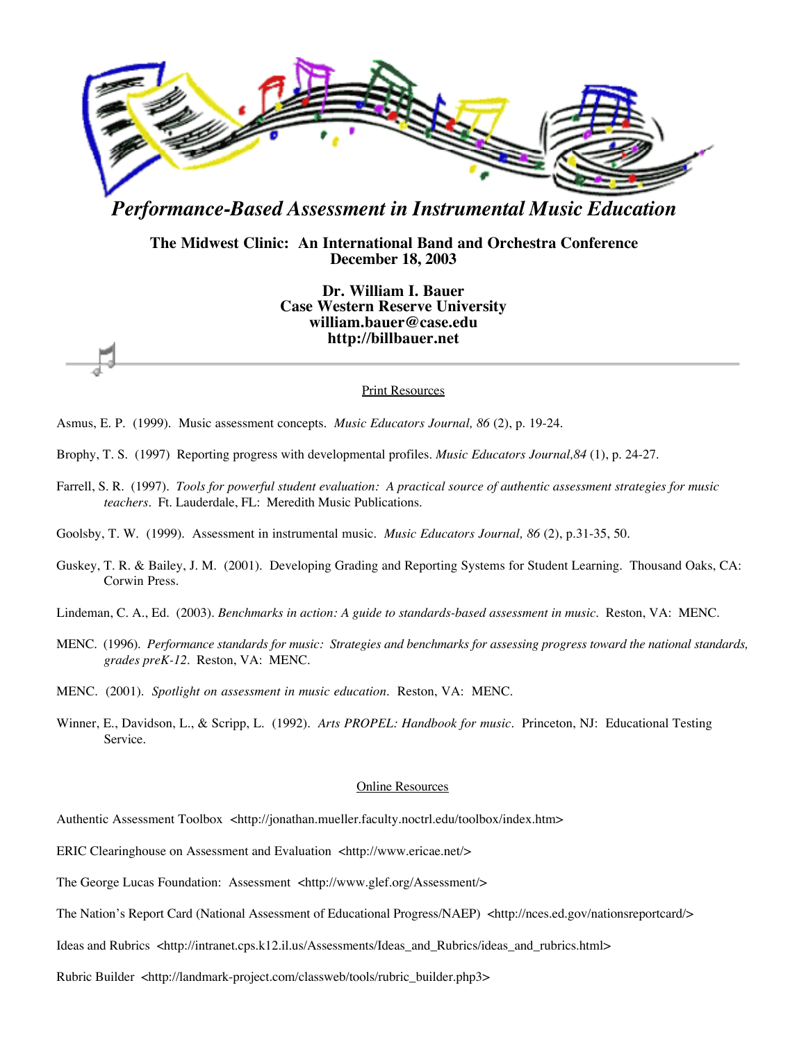# *Performance-Based Assessment in Instrumental Music Education*

**The Midwest Clinic: An International Band and Orchestra Conference**
**December 18, 2003**

**Dr. William I. Bauer**
**Case Western Reserve University**
**william.bauer@case.edu**
**http://billbauer.net**

---

## Print Resources

Asmus, E. P. (1999). Music assessment concepts. *Music Educators Journal, 86* (2), p. 19-24.

Brophy, T. S. (1997) Reporting progress with developmental profiles. *Music Educators Journal,84* (1), p. 24-27.

Farrell, S. R. (1997). *Tools for powerful student evaluation: A practical source of authentic assessment strategies for music teachers*. Ft. Lauderdale, FL: Meredith Music Publications.

Goolsby, T. W. (1999). Assessment in instrumental music. *Music Educators Journal, 86* (2), p.31-35, 50.

Guskey, T. R. & Bailey, J. M. (2001). Developing Grading and Reporting Systems for Student Learning. Thousand Oaks, CA: Corwin Press.

Lindeman, C. A., Ed. (2003). *Benchmarks in action: A guide to standards-based assessment in music*. Reston, VA: MENC.

MENC. (1996). *Performance standards for music: Strategies and benchmarks for assessing progress toward the national standards, grades preK-12*. Reston, VA: MENC.

MENC. (2001). *Spotlight on assessment in music education*. Reston, VA: MENC.

Winner, E., Davidson, L., & Scripp, L. (1992). *Arts PROPEL: Handbook for music*. Princeton, NJ: Educational Testing Service.

## Online Resources

Authentic Assessment Toolbox <http://jonathan.mueller.faculty.noctrl.edu/toolbox/index.htm>

ERIC Clearinghouse on Assessment and Evaluation <http://www.ericae.net/>

The George Lucas Foundation: Assessment <http://www.glef.org/Assessment/>

The Nation's Report Card (National Assessment of Educational Progress/NAEP) <http://nces.ed.gov/nationsreportcard/>

Ideas and Rubrics <http://intranet.cps.k12.il.us/Assessments/Ideas_and_Rubrics/ideas_and_rubrics.html>

Rubric Builder <http://landmark-project.com/classweb/tools/rubric_builder.php3>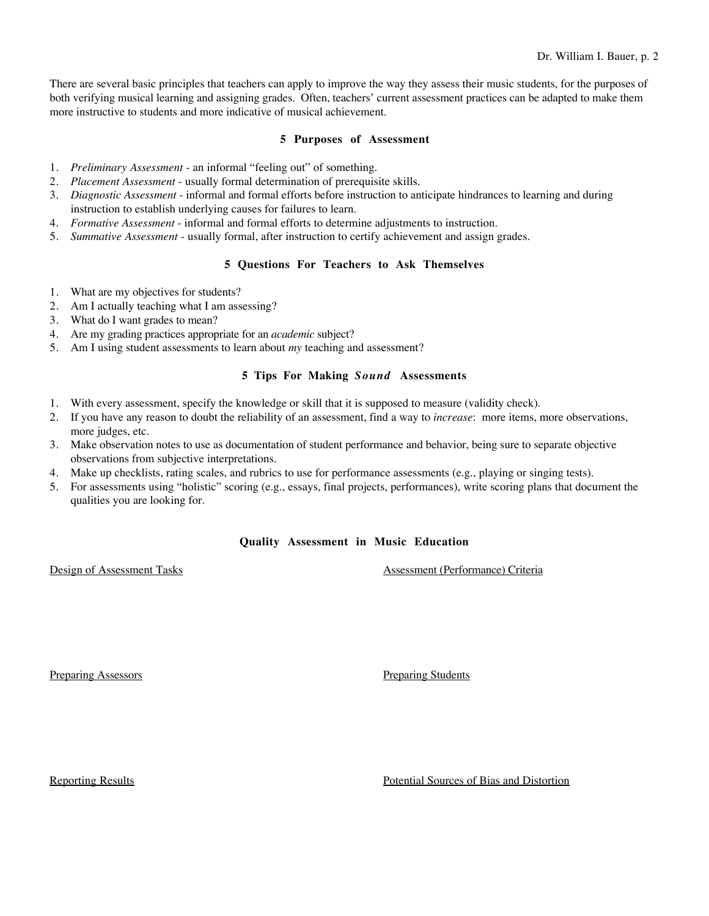There are several basic principles that teachers can apply to improve the way they assess their music students, for the purposes of both verifying musical learning and assigning grades. Often, teachers' current assessment practices can be adapted to make them more instructive to students and more indicative of musical achievement.

### 5 Purposes of Assessment

1. *Preliminary Assessment* - an informal "feeling out" of something.
2. *Placement Assessment* - usually formal determination of prerequisite skills.
3. *Diagnostic Assessment* - informal and formal efforts before instruction to anticipate hindrances to learning and during instruction to establish underlying causes for failures to learn.
4. *Formative Assessment* - informal and formal efforts to determine adjustments to instruction.
5. *Summative Assessment* - usually formal, after instruction to certify achievement and assign grades.

### 5 Questions For Teachers to Ask Themselves

1. What are my objectives for students?
2. Am I actually teaching what I am assessing?
3. What do I want grades to mean?
4. Are my grading practices appropriate for an *academic* subject?
5. Am I using student assessments to learn about *my* teaching and assessment?

### 5 Tips For Making *Sound* Assessments

1. With every assessment, specify the knowledge or skill that it is supposed to measure (validity check).
2. If you have any reason to doubt the reliability of an assessment, find a way to *increase*: more items, more observations, more judges, etc.
3. Make observation notes to use as documentation of student performance and behavior, being sure to separate objective observations from subjective interpretations.
4. Make up checklists, rating scales, and rubrics to use for performance assessments (e.g., playing or singing tests).
5. For assessments using "holistic" scoring (e.g., essays, final projects, performances), write scoring plans that document the qualities you are looking for.

### Quality Assessment in Music Education

Design of Assessment Tasks

Assessment (Performance) Criteria

Preparing Assessors

Preparing Students

Reporting Results

Potential Sources of Bias and Distortion